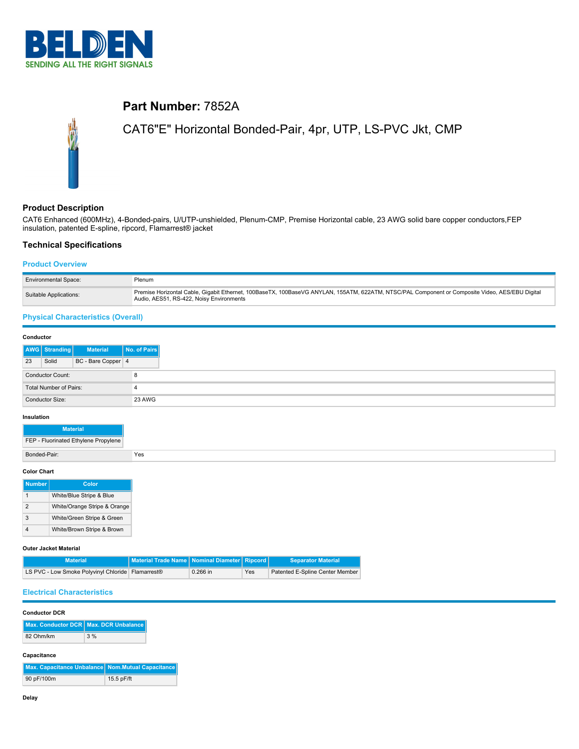# Part Number: 7852A

## CAT6"E" Horizontal Bonded-Pair, 4pr, UTP, LS-PVC Jkt, CMP

## Product Description

CAT6 Enhanced (600MHz), 4-Bonded-pairs, U/UTP-unshielded, Plenum-CMP, Premise Horizontal cable, 23 AWG solid bare copper conductors,FEP insulation, patented E-spline, ripcord, Flamarrest® jacket

## Technical Specifications

### Product Overview

| | |
|---|---|
| Environmental Space: | Plenum |
| Suitable Applications: | Premise Horizontal Cable, Gigabit Ethernet, 100BaseTX, 100BaseVG ANYLAN, 155ATM, 622ATM, NTSC/PAL Component or Composite Video, AES/EBU Digital Audio, AES51, RS-422, Noisy Environments |

### Physical Characteristics (Overall)

**Conductor**

| AWG | Stranding | Material | No. of Pairs |
|---|---|---|---|
| 23 | Solid | BC - Bare Copper | 4 |

| | |
|---|---|
| Conductor Count: | 8 |
| Total Number of Pairs: | 4 |
| Conductor Size: | 23 AWG |

**Insulation**

| Material |
|---|
| FEP - Fluorinated Ethylene Propylene |

| | |
|---|---|
| Bonded-Pair: | Yes |

**Color Chart**

| Number | Color |
|---|---|
| 1 | White/Blue Stripe & Blue |
| 2 | White/Orange Stripe & Orange |
| 3 | White/Green Stripe & Green |
| 4 | White/Brown Stripe & Brown |

**Outer Jacket Material**

| Material | Material Trade Name | Nominal Diameter | Ripcord | Separator Material |
|---|---|---|---|---|
| LS PVC - Low Smoke Polyvinyl Chloride | Flamarrest® | 0.266 in | Yes | Patented E-Spline Center Member |

### Electrical Characteristics

**Conductor DCR**

| Max. Conductor DCR | Max. DCR Unbalance |
|---|---|
| 82 Ohm/km | 3 % |

**Capacitance**

| Max. Capacitance Unbalance | Nom.Mutual Capacitance |
|---|---|
| 90 pF/100m | 15.5 pF/ft |

**Delay**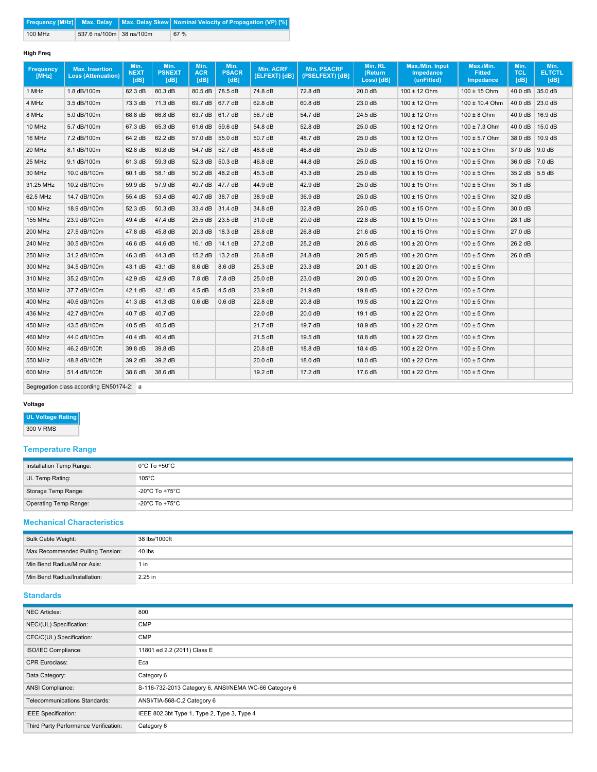| Frequency [MHz] | Max. Delay | Max. Delay Skew | Nominal Velocity of Propagation (VP) [%] |
|---|---|---|---|
| 100 MHz | 537.6 ns/100m | 38 ns/100m | 67 % |

### High Freq

| Frequency [MHz] | Max. Insertion Loss (Attenuation) | Min. NEXT [dB] | Min. PSNEXT [dB] | Min. ACR [dB] | Min. PSACR [dB] | Min. ACRF (ELFEXT) [dB] | Min. PSACRF (PSELFEXT) [dB] | Min. RL (Return Loss) [dB] | Max./Min. Input Impedance (unFitted) | Max./Min. Fitted Impedance | Min. TCL [dB] | Min. ELTCTL [dB] |
|---|---|---|---|---|---|---|---|---|---|---|---|---|
| 1 MHz | 1.8 dB/100m | 82.3 dB | 80.3 dB | 80.5 dB | 78.5 dB | 74.8 dB | 72.8 dB | 20.0 dB | 100 ± 12 Ohm | 100 ± 15 Ohm | 40.0 dB | 35.0 dB |
| 4 MHz | 3.5 dB/100m | 73.3 dB | 71.3 dB | 69.7 dB | 67.7 dB | 62.8 dB | 60.8 dB | 23.0 dB | 100 ± 12 Ohm | 100 ± 10.4 Ohm | 40.0 dB | 23.0 dB |
| 8 MHz | 5.0 dB/100m | 68.8 dB | 66.8 dB | 63.7 dB | 61.7 dB | 56.7 dB | 54.7 dB | 24.5 dB | 100 ± 12 Ohm | 100 ± 8 Ohm | 40.0 dB | 16.9 dB |
| 10 MHz | 5.7 dB/100m | 67.3 dB | 65.3 dB | 61.6 dB | 59.6 dB | 54.8 dB | 52.8 dB | 25.0 dB | 100 ± 12 Ohm | 100 ± 7.3 Ohm | 40.0 dB | 15.0 dB |
| 16 MHz | 7.2 dB/100m | 64.2 dB | 62.2 dB | 57.0 dB | 55.0 dB | 50.7 dB | 48.7 dB | 25.0 dB | 100 ± 12 Ohm | 100 ± 5.7 Ohm | 38.0 dB | 10.9 dB |
| 20 MHz | 8.1 dB/100m | 62.8 dB | 60.8 dB | 54.7 dB | 52.7 dB | 48.8 dB | 46.8 dB | 25.0 dB | 100 ± 12 Ohm | 100 ± 5 Ohm | 37.0 dB | 9.0 dB |
| 25 MHz | 9.1 dB/100m | 61.3 dB | 59.3 dB | 52.3 dB | 50.3 dB | 46.8 dB | 44.8 dB | 25.0 dB | 100 ± 15 Ohm | 100 ± 5 Ohm | 36.0 dB | 7.0 dB |
| 30 MHz | 10.0 dB/100m | 60.1 dB | 58.1 dB | 50.2 dB | 48.2 dB | 45.3 dB | 43.3 dB | 25.0 dB | 100 ± 15 Ohm | 100 ± 5 Ohm | 35.2 dB | 5.5 dB |
| 31.25 MHz | 10.2 dB/100m | 59.9 dB | 57.9 dB | 49.7 dB | 47.7 dB | 44.9 dB | 42.9 dB | 25.0 dB | 100 ± 15 Ohm | 100 ± 5 Ohm | 35.1 dB | |
| 62.5 MHz | 14.7 dB/100m | 55.4 dB | 53.4 dB | 40.7 dB | 38.7 dB | 38.9 dB | 36.9 dB | 25.0 dB | 100 ± 15 Ohm | 100 ± 5 Ohm | 32.0 dB | |
| 100 MHz | 18.9 dB/100m | 52.3 dB | 50.3 dB | 33.4 dB | 31.4 dB | 34.8 dB | 32.8 dB | 25.0 dB | 100 ± 15 Ohm | 100 ± 5 Ohm | 30.0 dB | |
| 155 MHz | 23.9 dB/100m | 49.4 dB | 47.4 dB | 25.5 dB | 23.5 dB | 31.0 dB | 29.0 dB | 22.8 dB | 100 ± 15 Ohm | 100 ± 5 Ohm | 28.1 dB | |
| 200 MHz | 27.5 dB/100m | 47.8 dB | 45.8 dB | 20.3 dB | 18.3 dB | 28.8 dB | 26.8 dB | 21.6 dB | 100 ± 15 Ohm | 100 ± 5 Ohm | 27.0 dB | |
| 240 MHz | 30.5 dB/100m | 46.6 dB | 44.6 dB | 16.1 dB | 14.1 dB | 27.2 dB | 25.2 dB | 20.6 dB | 100 ± 20 Ohm | 100 ± 5 Ohm | 26.2 dB | |
| 250 MHz | 31.2 dB/100m | 46.3 dB | 44.3 dB | 15.2 dB | 13.2 dB | 26.8 dB | 24.8 dB | 20.5 dB | 100 ± 20 Ohm | 100 ± 5 Ohm | 26.0 dB | |
| 300 MHz | 34.5 dB/100m | 43.1 dB | 43.1 dB | 8.6 dB | 8.6 dB | 25.3 dB | 23.3 dB | 20.1 dB | 100 ± 20 Ohm | 100 ± 5 Ohm | | |
| 310 MHz | 35.2 dB/100m | 42.9 dB | 42.9 dB | 7.8 dB | 7.8 dB | 25.0 dB | 23.0 dB | 20.0 dB | 100 ± 20 Ohm | 100 ± 5 Ohm | | |
| 350 MHz | 37.7 dB/100m | 42.1 dB | 42.1 dB | 4.5 dB | 4.5 dB | 23.9 dB | 21.9 dB | 19.8 dB | 100 ± 22 Ohm | 100 ± 5 Ohm | | |
| 400 MHz | 40.6 dB/100m | 41.3 dB | 41.3 dB | 0.6 dB | 0.6 dB | 22.8 dB | 20.8 dB | 19.5 dB | 100 ± 22 Ohm | 100 ± 5 Ohm | | |
| 436 MHz | 42.7 dB/100m | 40.7 dB | 40.7 dB | | | 22.0 dB | 20.0 dB | 19.1 dB | 100 ± 22 Ohm | 100 ± 5 Ohm | | |
| 450 MHz | 43.5 dB/100m | 40.5 dB | 40.5 dB | | | 21.7 dB | 19.7 dB | 18.9 dB | 100 ± 22 Ohm | 100 ± 5 Ohm | | |
| 460 MHz | 44.0 dB/100m | 40.4 dB | 40.4 dB | | | 21.5 dB | 19.5 dB | 18.8 dB | 100 ± 22 Ohm | 100 ± 5 Ohm | | |
| 500 MHz | 46.2 dB/100ft | 39.8 dB | 39.8 dB | | | 20.8 dB | 18.8 dB | 18.4 dB | 100 ± 22 Ohm | 100 ± 5 Ohm | | |
| 550 MHz | 48.8 dB/100ft | 39.2 dB | 39.2 dB | | | 20.0 dB | 18.0 dB | 18.0 dB | 100 ± 22 Ohm | 100 ± 5 Ohm | | |
| 600 MHz | 51.4 dB/100ft | 38.6 dB | 38.6 dB | | | 19.2 dB | 17.2 dB | 17.6 dB | 100 ± 22 Ohm | 100 ± 5 Ohm | | |

| Segregation class according EN50174-2: | a |
|---|---|

### Voltage

| UL Voltage Rating |
|---|
| 300 V RMS |

## Temperature Range

| | |
|---|---|
| Installation Temp Range: | 0°C To +50°C |
| UL Temp Rating: | 105°C |
| Storage Temp Range: | -20°C To +75°C |
| Operating Temp Range: | -20°C To +75°C |

## Mechanical Characteristics

| | |
|---|---|
| Bulk Cable Weight: | 38 lbs/1000ft |
| Max Recommended Pulling Tension: | 40 lbs |
| Min Bend Radius/Minor Axis: | 1 in |
| Min Bend Radius/Installation: | 2.25 in |

## Standards

| | |
|---|---|
| NEC Articles: | 800 |
| NEC/(UL) Specification: | CMP |
| CEC/C(UL) Specification: | CMP |
| ISO/IEC Compliance: | 11801 ed 2.2 (2011) Class E |
| CPR Euroclass: | Eca |
| Data Category: | Category 6 |
| ANSI Compliance: | S-116-732-2013 Category 6, ANSI/NEMA WC-66 Category 6 |
| Telecommunications Standards: | ANSI/TIA-568-C.2 Category 6 |
| IEEE Specification: | IEEE 802.3bt Type 1, Type 2, Type 3, Type 4 |
| Third Party Performance Verification: | Category 6 |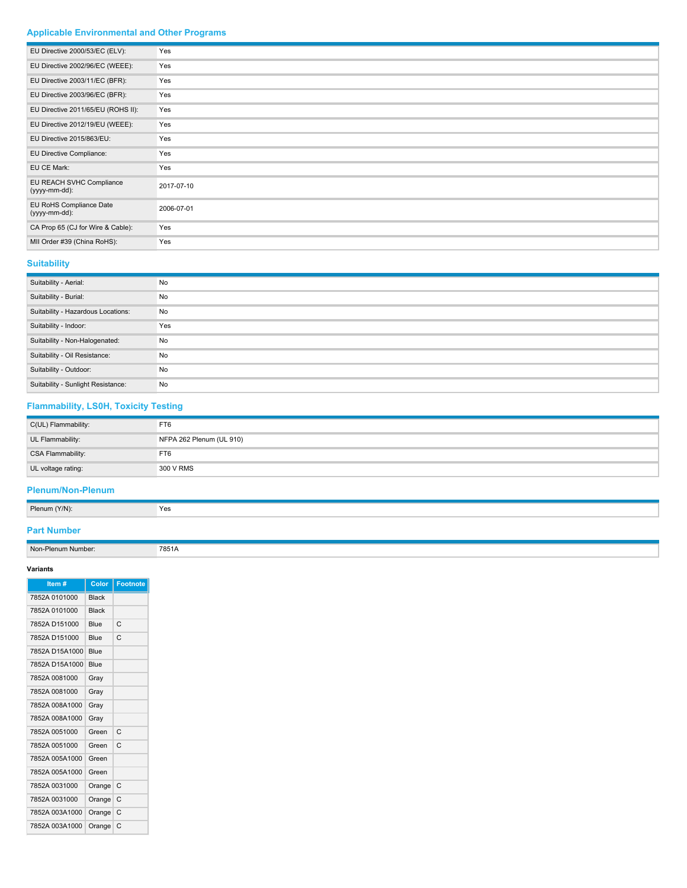## Applicable Environmental and Other Programs

| | |
|---|---|
| EU Directive 2000/53/EC (ELV): | Yes |
| EU Directive 2002/96/EC (WEEE): | Yes |
| EU Directive 2003/11/EC (BFR): | Yes |
| EU Directive 2003/96/EC (BFR): | Yes |
| EU Directive 2011/65/EU (ROHS II): | Yes |
| EU Directive 2012/19/EU (WEEE): | Yes |
| EU Directive 2015/863/EU: | Yes |
| EU Directive Compliance: | Yes |
| EU CE Mark: | Yes |
| EU REACH SVHC Compliance (yyyy-mm-dd): | 2017-07-10 |
| EU RoHS Compliance Date (yyyy-mm-dd): | 2006-07-01 |
| CA Prop 65 (CJ for Wire & Cable): | Yes |
| MII Order #39 (China RoHS): | Yes |

## Suitability

| | |
|---|---|
| Suitability - Aerial: | No |
| Suitability - Burial: | No |
| Suitability - Hazardous Locations: | No |
| Suitability - Indoor: | Yes |
| Suitability - Non-Halogenated: | No |
| Suitability - Oil Resistance: | No |
| Suitability - Outdoor: | No |
| Suitability - Sunlight Resistance: | No |

## Flammability, LS0H, Toxicity Testing

| | |
|---|---|
| C(UL) Flammability: | FT6 |
| UL Flammability: | NFPA 262 Plenum (UL 910) |
| CSA Flammability: | FT6 |
| UL voltage rating: | 300 V RMS |

## Plenum/Non-Plenum

| | |
|---|---|
| Plenum (Y/N): | Yes |

## Part Number

| | |
|---|---|
| Non-Plenum Number: | 7851A |

**Variants**

| Item # | Color | Footnote |
|---|---|---|
| 7852A 0101000 | Black | |
| 7852A 0101000 | Black | |
| 7852A D151000 | Blue | C |
| 7852A D151000 | Blue | C |
| 7852A D15A1000 | Blue | |
| 7852A D15A1000 | Blue | |
| 7852A 0081000 | Gray | |
| 7852A 0081000 | Gray | |
| 7852A 008A1000 | Gray | |
| 7852A 008A1000 | Gray | |
| 7852A 0051000 | Green | C |
| 7852A 0051000 | Green | C |
| 7852A 005A1000 | Green | |
| 7852A 005A1000 | Green | |
| 7852A 0031000 | Orange | C |
| 7852A 0031000 | Orange | C |
| 7852A 003A1000 | Orange | C |
| 7852A 003A1000 | Orange | C |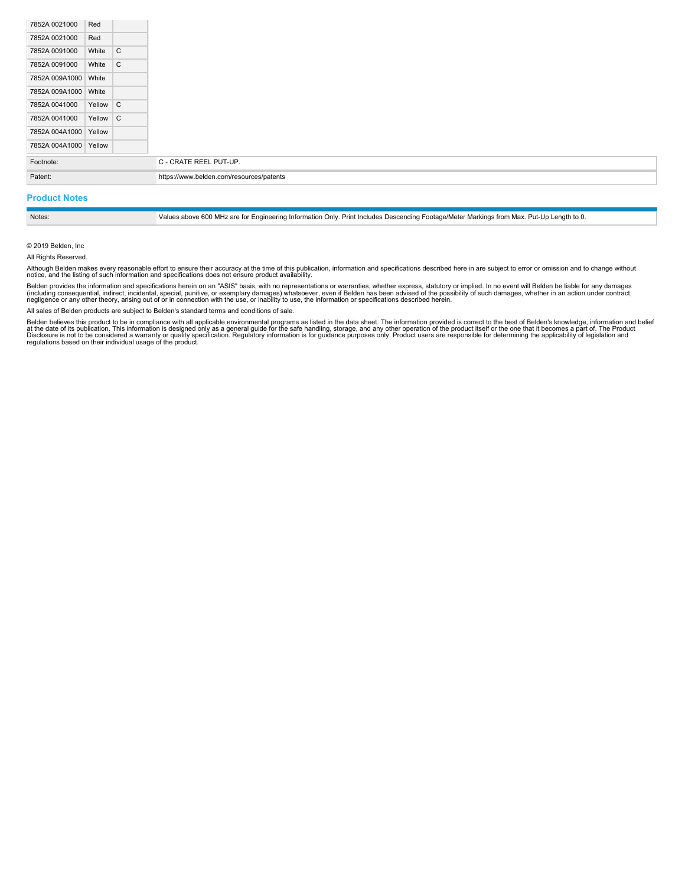| | | |
|---|---|---|
| 7852A 0021000 | Red | |
| 7852A 0021000 | Red | |
| 7852A 0091000 | White | C |
| 7852A 0091000 | White | C |
| 7852A 009A1000 | White | |
| 7852A 009A1000 | White | |
| 7852A 0041000 | Yellow | C |
| 7852A 0041000 | Yellow | C |
| 7852A 004A1000 | Yellow | |
| 7852A 004A1000 | Yellow | |

| | |
|---|---|
| Footnote: | C - CRATE REEL PUT-UP. |
| Patent: | https://www.belden.com/resources/patents |

## Product Notes

| | |
|---|---|
| Notes: | Values above 600 MHz are for Engineering Information Only. Print Includes Descending Footage/Meter Markings from Max. Put-Up Length to 0. |

© 2019 Belden, Inc

All Rights Reserved.

Although Belden makes every reasonable effort to ensure their accuracy at the time of this publication, information and specifications described here in are subject to error or omission and to change without notice, and the listing of such information and specifications does not ensure product availability.

Belden provides the information and specifications herein on an "ASIS" basis, with no representations or warranties, whether express, statutory or implied. In no event will Belden be liable for any damages (including consequential, indirect, incidental, special, punitive, or exemplary damages) whatsoever, even if Belden has been advised of the possibility of such damages, whether in an action under contract, negligence or any other theory, arising out of or in connection with the use, or inability to use, the information or specifications described herein.

All sales of Belden products are subject to Belden's standard terms and conditions of sale.

Belden believes this product to be in compliance with all applicable environmental programs as listed in the data sheet. The information provided is correct to the best of Belden's knowledge, information and belief at the date of its publication. This information is designed only as a general guide for the safe handling, storage, and any other operation of the product itself or the one that it becomes a part of. The Product Disclosure is not to be considered a warranty or quality specification. Regulatory information is for guidance purposes only. Product users are responsible for determining the applicability of legislation and regulations based on their individual usage of the product.